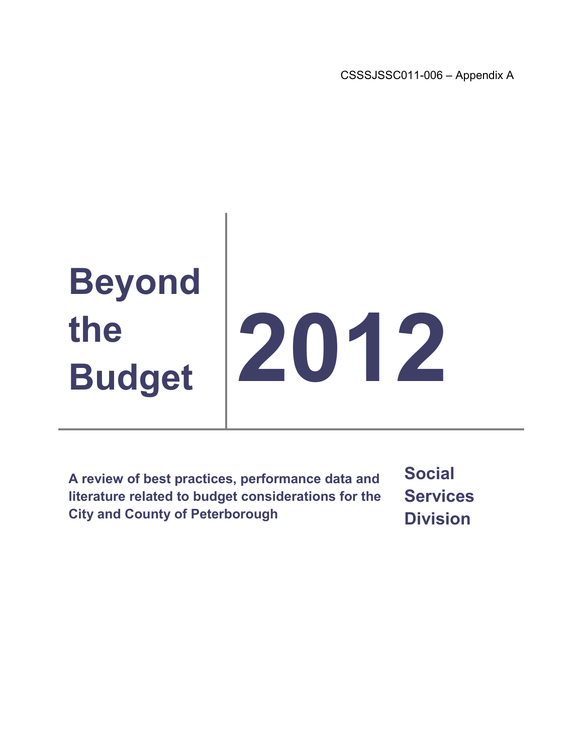CSSSJSSC011-006 – Appendix A

# Beyond the Budget 2012

**A review of best practices, performance data and literature related to budget considerations for the City and County of Peterborough**

**Social Services Division**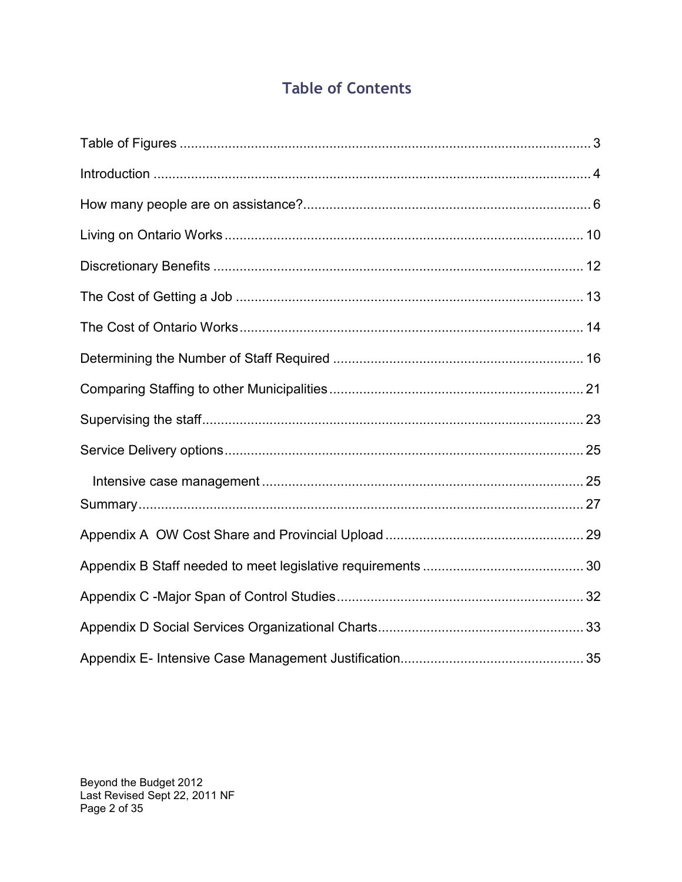# Table of Contents

Table of Figures ..... 3

Introduction ..... 4

How many people are on assistance? ..... 6

Living on Ontario Works ..... 10

Discretionary Benefits ..... 12

The Cost of Getting a Job ..... 13

The Cost of Ontario Works ..... 14

Determining the Number of Staff Required ..... 16

Comparing Staffing to other Municipalities ..... 21

Supervising the staff ..... 23

Service Delivery options ..... 25

- Intensive case management ..... 25

Summary ..... 27

Appendix A OW Cost Share and Provincial Upload ..... 29

Appendix B Staff needed to meet legislative requirements ..... 30

Appendix C -Major Span of Control Studies ..... 32

Appendix D Social Services Organizational Charts ..... 33

Appendix E- Intensive Case Management Justification ..... 35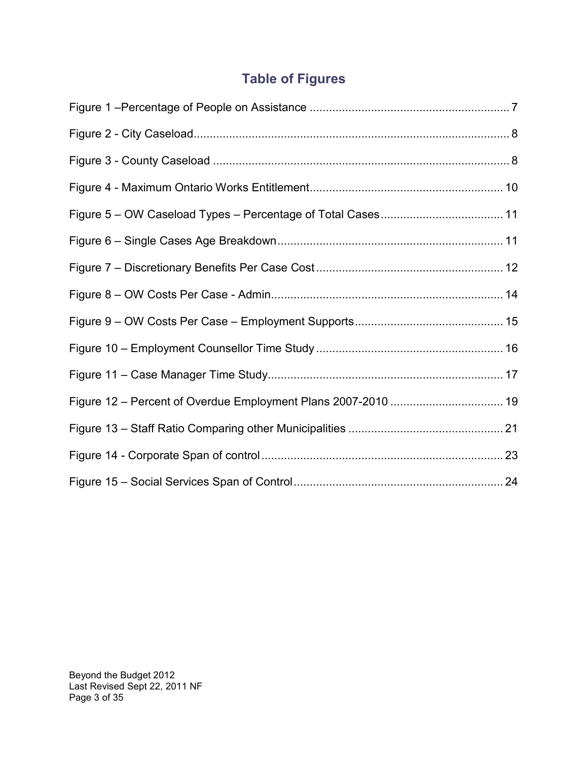# Table of Figures

Figure 1 –Percentage of People on Assistance ............................................................. 7

Figure 2 - City Caseload.................................................................................................. 8

Figure 3 - County Caseload ............................................................................................ 8

Figure 4 - Maximum Ontario Works Entitlement........................................................... 10

Figure 5 – OW Caseload Types – Percentage of Total Cases...................................... 11

Figure 6 – Single Cases Age Breakdown...................................................................... 11

Figure 7 – Discretionary Benefits Per Case Cost .......................................................... 12

Figure 8 – OW Costs Per Case - Admin........................................................................ 14

Figure 9 – OW Costs Per Case – Employment Supports.............................................. 15

Figure 10 – Employment Counsellor Time Study .......................................................... 16

Figure 11 – Case Manager Time Study......................................................................... 17

Figure 12 – Percent of Overdue Employment Plans 2007-2010 ................................... 19

Figure 13 – Staff Ratio Comparing other Municipalities ................................................ 21

Figure 14 - Corporate Span of control........................................................................... 23

Figure 15 – Social Services Span of Control................................................................. 24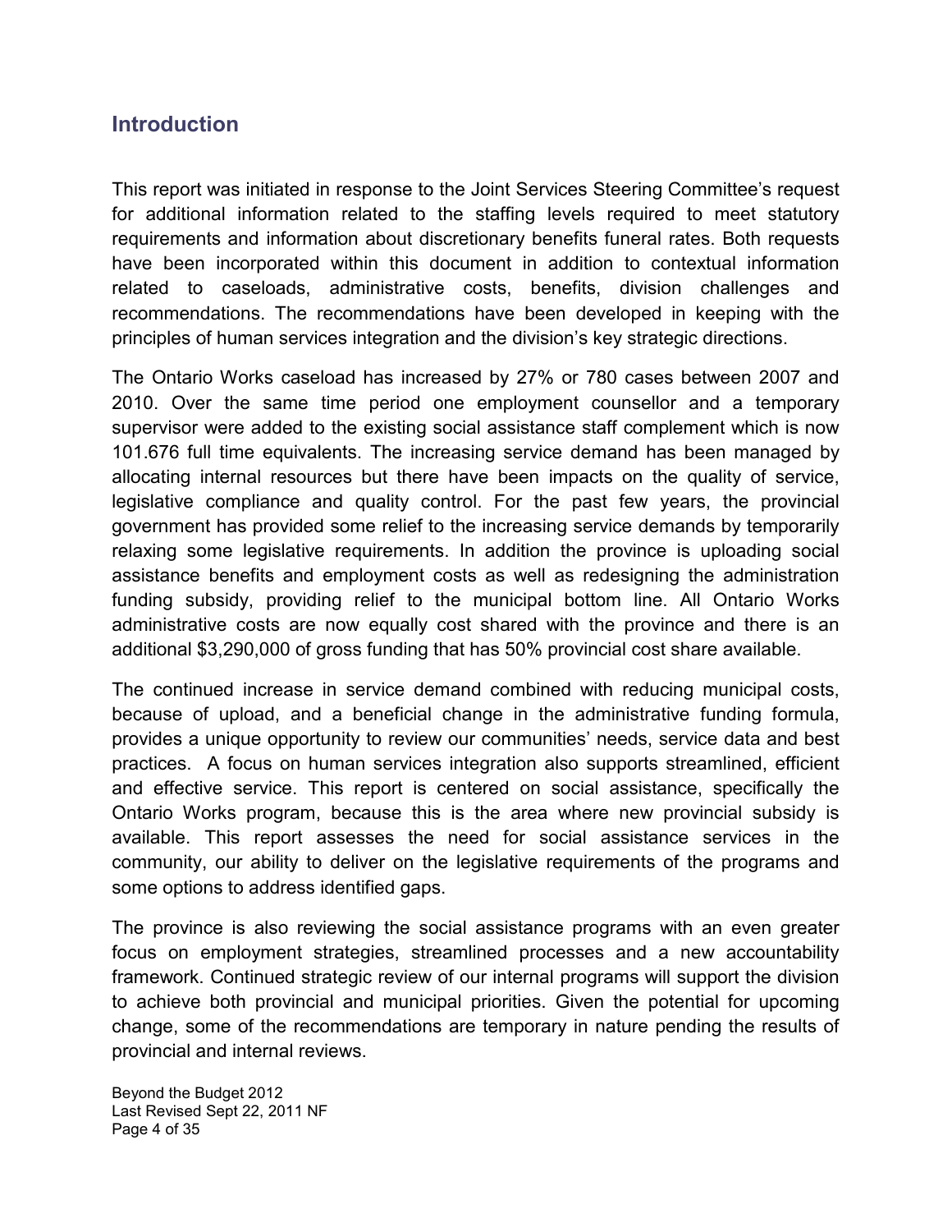## Introduction

This report was initiated in response to the Joint Services Steering Committee's request for additional information related to the staffing levels required to meet statutory requirements and information about discretionary benefits funeral rates. Both requests have been incorporated within this document in addition to contextual information related to caseloads, administrative costs, benefits, division challenges and recommendations. The recommendations have been developed in keeping with the principles of human services integration and the division's key strategic directions.

The Ontario Works caseload has increased by 27% or 780 cases between 2007 and 2010. Over the same time period one employment counsellor and a temporary supervisor were added to the existing social assistance staff complement which is now 101.676 full time equivalents. The increasing service demand has been managed by allocating internal resources but there have been impacts on the quality of service, legislative compliance and quality control. For the past few years, the provincial government has provided some relief to the increasing service demands by temporarily relaxing some legislative requirements. In addition the province is uploading social assistance benefits and employment costs as well as redesigning the administration funding subsidy, providing relief to the municipal bottom line. All Ontario Works administrative costs are now equally cost shared with the province and there is an additional $3,290,000 of gross funding that has 50% provincial cost share available.

The continued increase in service demand combined with reducing municipal costs, because of upload, and a beneficial change in the administrative funding formula, provides a unique opportunity to review our communities' needs, service data and best practices. A focus on human services integration also supports streamlined, efficient and effective service. This report is centered on social assistance, specifically the Ontario Works program, because this is the area where new provincial subsidy is available. This report assesses the need for social assistance services in the community, our ability to deliver on the legislative requirements of the programs and some options to address identified gaps.

The province is also reviewing the social assistance programs with an even greater focus on employment strategies, streamlined processes and a new accountability framework. Continued strategic review of our internal programs will support the division to achieve both provincial and municipal priorities. Given the potential for upcoming change, some of the recommendations are temporary in nature pending the results of provincial and internal reviews.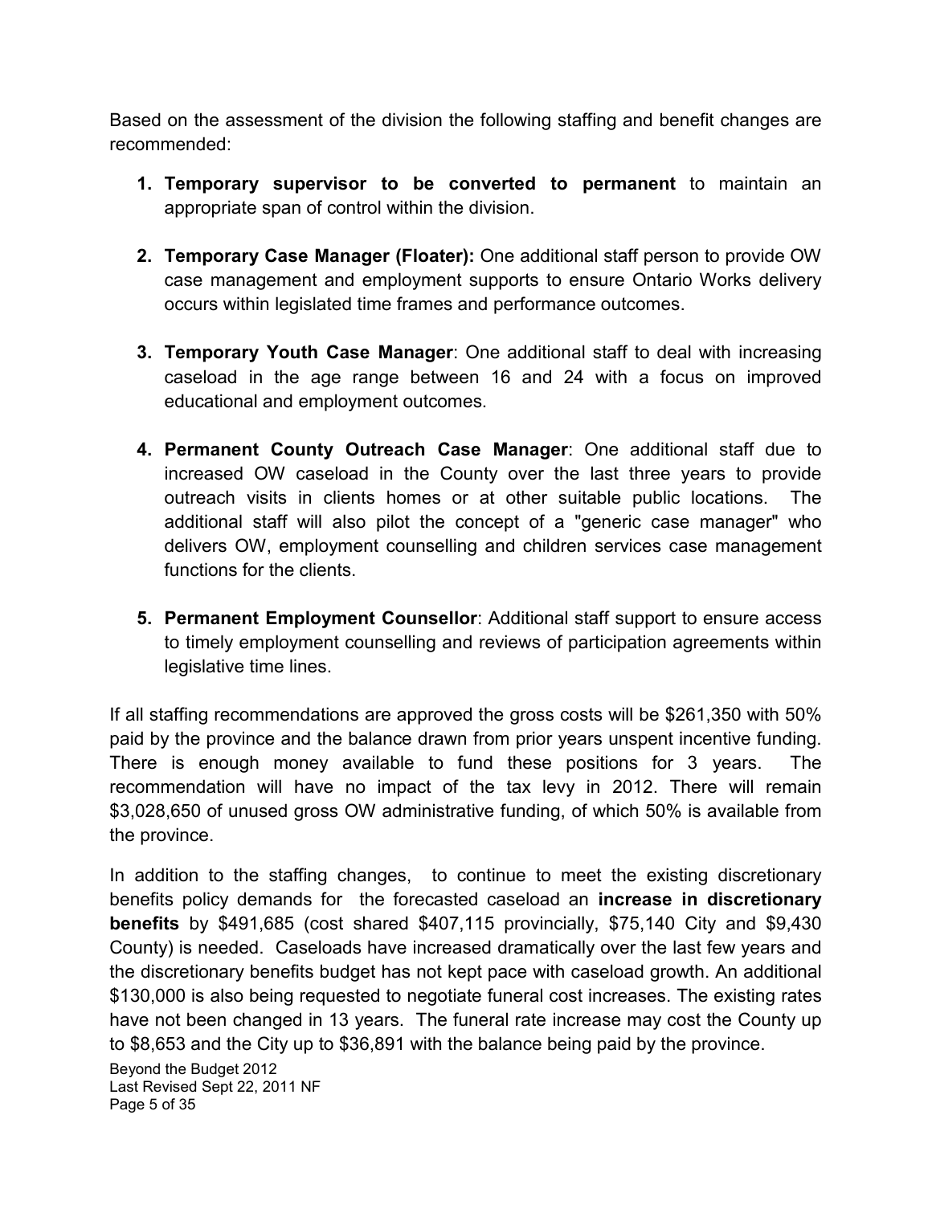Based on the assessment of the division the following staffing and benefit changes are recommended:

1. **Temporary supervisor to be converted to permanent** to maintain an appropriate span of control within the division.

2. **Temporary Case Manager (Floater):** One additional staff person to provide OW case management and employment supports to ensure Ontario Works delivery occurs within legislated time frames and performance outcomes.

3. **Temporary Youth Case Manager**: One additional staff to deal with increasing caseload in the age range between 16 and 24 with a focus on improved educational and employment outcomes.

4. **Permanent County Outreach Case Manager**: One additional staff due to increased OW caseload in the County over the last three years to provide outreach visits in clients homes or at other suitable public locations. The additional staff will also pilot the concept of a "generic case manager" who delivers OW, employment counselling and children services case management functions for the clients.

5. **Permanent Employment Counsellor**: Additional staff support to ensure access to timely employment counselling and reviews of participation agreements within legislative time lines.

If all staffing recommendations are approved the gross costs will be $261,350 with 50% paid by the province and the balance drawn from prior years unspent incentive funding. There is enough money available to fund these positions for 3 years. The recommendation will have no impact of the tax levy in 2012. There will remain $3,028,650 of unused gross OW administrative funding, of which 50% is available from the province.

In addition to the staffing changes, to continue to meet the existing discretionary benefits policy demands for the forecasted caseload an **increase in discretionary benefits** by $491,685 (cost shared $407,115 provincially, $75,140 City and $9,430 County) is needed. Caseloads have increased dramatically over the last few years and the discretionary benefits budget has not kept pace with caseload growth. An additional $130,000 is also being requested to negotiate funeral cost increases. The existing rates have not been changed in 13 years. The funeral rate increase may cost the County up to $8,653 and the City up to $36,891 with the balance being paid by the province.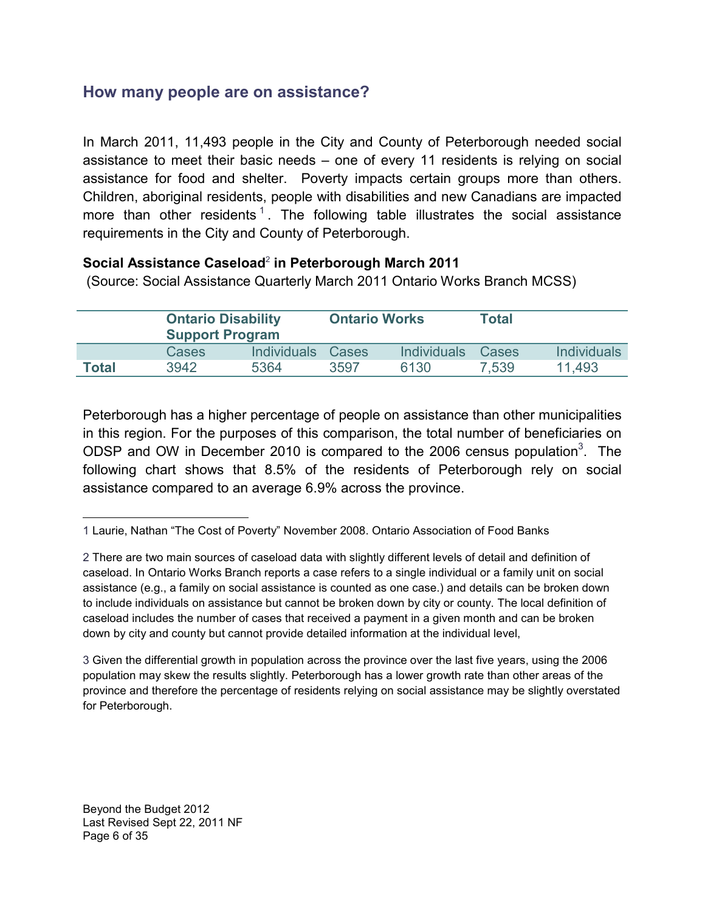## How many people are on assistance?

In March 2011, 11,493 people in the City and County of Peterborough needed social assistance to meet their basic needs – one of every 11 residents is relying on social assistance for food and shelter. Poverty impacts certain groups more than others. Children, aboriginal residents, people with disabilities and new Canadians are impacted more than other residents [1]. The following table illustrates the social assistance requirements in the City and County of Peterborough.

**Social Assistance Caseload[2] in Peterborough March 2011**
(Source: Social Assistance Quarterly March 2011 Ontario Works Branch MCSS)

| | Ontario Disability Support Program | | Ontario Works | | Total | |
|---|---|---|---|---|---|---|
| | Cases | Individuals | Cases | Individuals | Cases | Individuals |
| **Total** | 3942 | 5364 | 3597 | 6130 | 7,539 | 11,493 |

Peterborough has a higher percentage of people on assistance than other municipalities in this region. For the purposes of this comparison, the total number of beneficiaries on ODSP and OW in December 2010 is compared to the 2006 census population[3]. The following chart shows that 8.5% of the residents of Peterborough rely on social assistance compared to an average 6.9% across the province.

---

1 Laurie, Nathan "The Cost of Poverty" November 2008. Ontario Association of Food Banks

2 There are two main sources of caseload data with slightly different levels of detail and definition of caseload. In Ontario Works Branch reports a case refers to a single individual or a family unit on social assistance (e.g., a family on social assistance is counted as one case.) and details can be broken down to include individuals on assistance but cannot be broken down by city or county. The local definition of caseload includes the number of cases that received a payment in a given month and can be broken down by city and county but cannot provide detailed information at the individual level,

3 Given the differential growth in population across the province over the last five years, using the 2006 population may skew the results slightly. Peterborough has a lower growth rate than other areas of the province and therefore the percentage of residents relying on social assistance may be slightly overstated for Peterborough.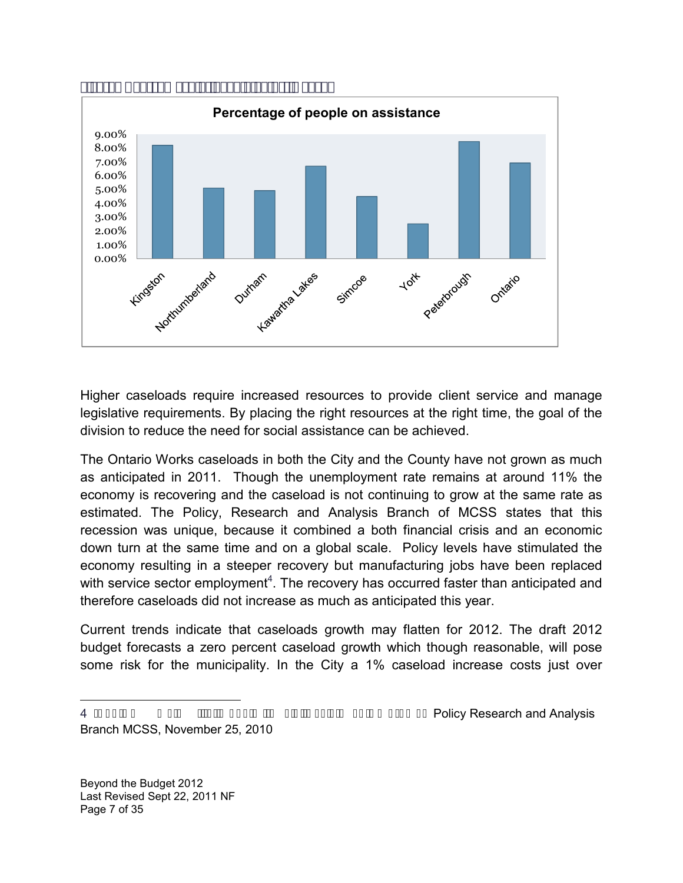**Percentage of people on assistance**

Higher caseloads require increased resources to provide client service and manage legislative requirements. By placing the right resources at the right time, the goal of the division to reduce the need for social assistance can be achieved.

The Ontario Works caseloads in both the City and the County have not grown as much as anticipated in 2011. Though the unemployment rate remains at around 11% the economy is recovering and the caseload is not continuing to grow at the same rate as estimated. The Policy, Research and Analysis Branch of MCSS states that this recession was unique, because it combined a both financial crisis and an economic down turn at the same time and on a global scale. Policy levels have stimulated the economy resulting in a steeper recovery but manufacturing jobs have been replaced with service sector employment[4]. The recovery has occurred faster than anticipated and therefore caseloads did not increase as much as anticipated this year.

Current trends indicate that caseloads growth may flatten for 2012. The draft 2012 budget forecasts a zero percent caseload growth which though reasonable, will pose some risk for the municipality. In the City a 1% caseload increase costs just over

---

4 Policy Research and Analysis Branch MCSS, November 25, 2010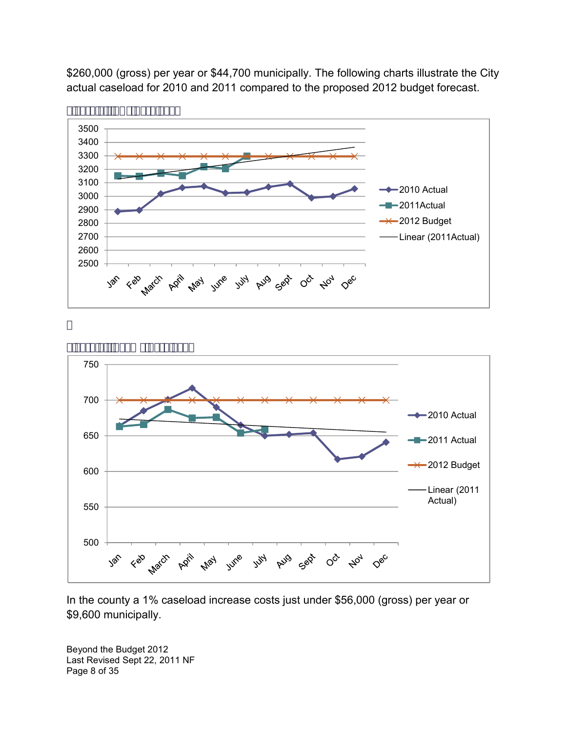$260,000 (gross) per year or $44,700 municipally. The following charts illustrate the City actual caseload for 2010 and 2011 compared to the proposed 2012 budget forecast.

In the county a 1% caseload increase costs just under $56,000 (gross) per year or $9,600 municipally.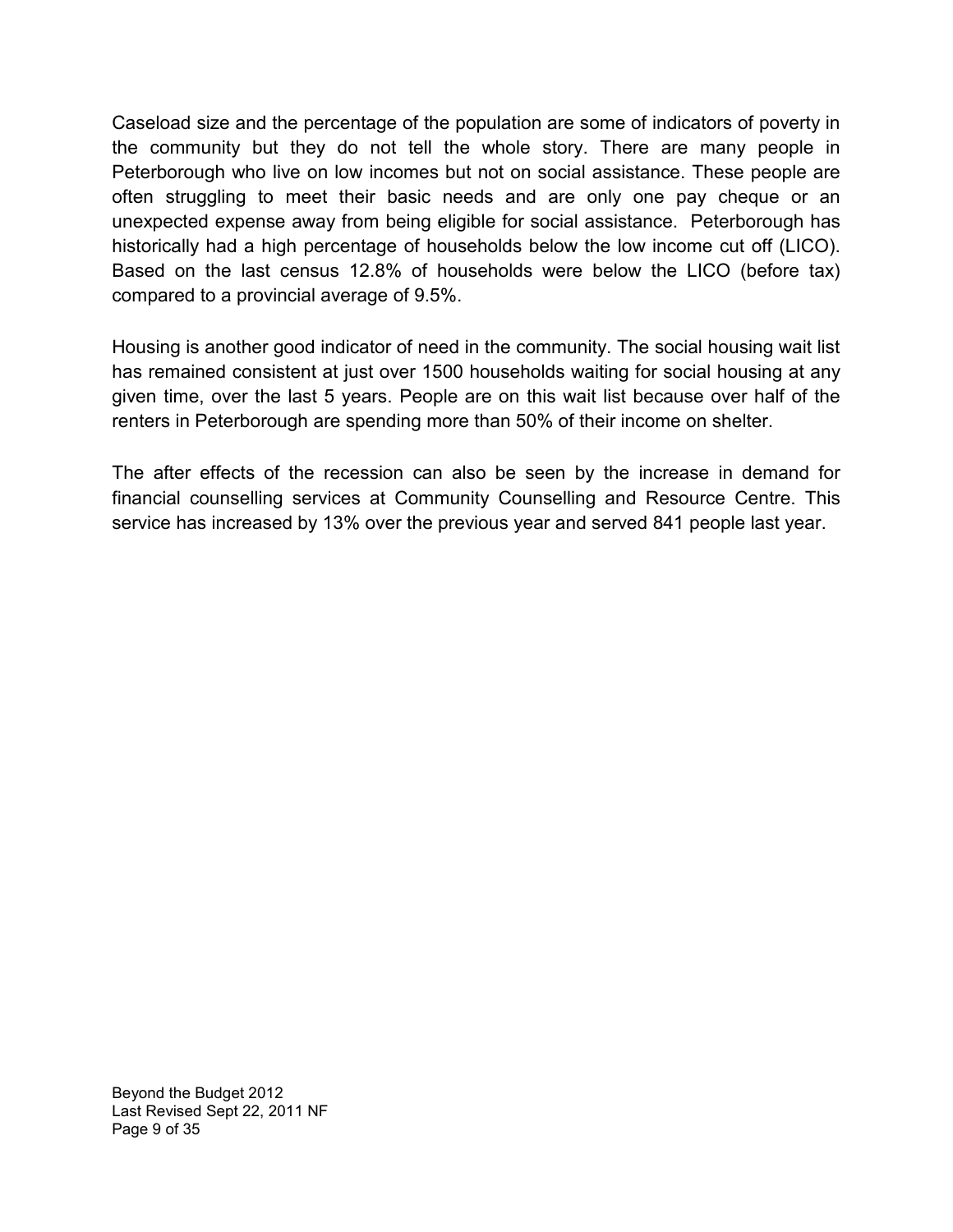Caseload size and the percentage of the population are some of indicators of poverty in the community but they do not tell the whole story. There are many people in Peterborough who live on low incomes but not on social assistance. These people are often struggling to meet their basic needs and are only one pay cheque or an unexpected expense away from being eligible for social assistance. Peterborough has historically had a high percentage of households below the low income cut off (LICO). Based on the last census 12.8% of households were below the LICO (before tax) compared to a provincial average of 9.5%.

Housing is another good indicator of need in the community. The social housing wait list has remained consistent at just over 1500 households waiting for social housing at any given time, over the last 5 years. People are on this wait list because over half of the renters in Peterborough are spending more than 50% of their income on shelter.

The after effects of the recession can also be seen by the increase in demand for financial counselling services at Community Counselling and Resource Centre. This service has increased by 13% over the previous year and served 841 people last year.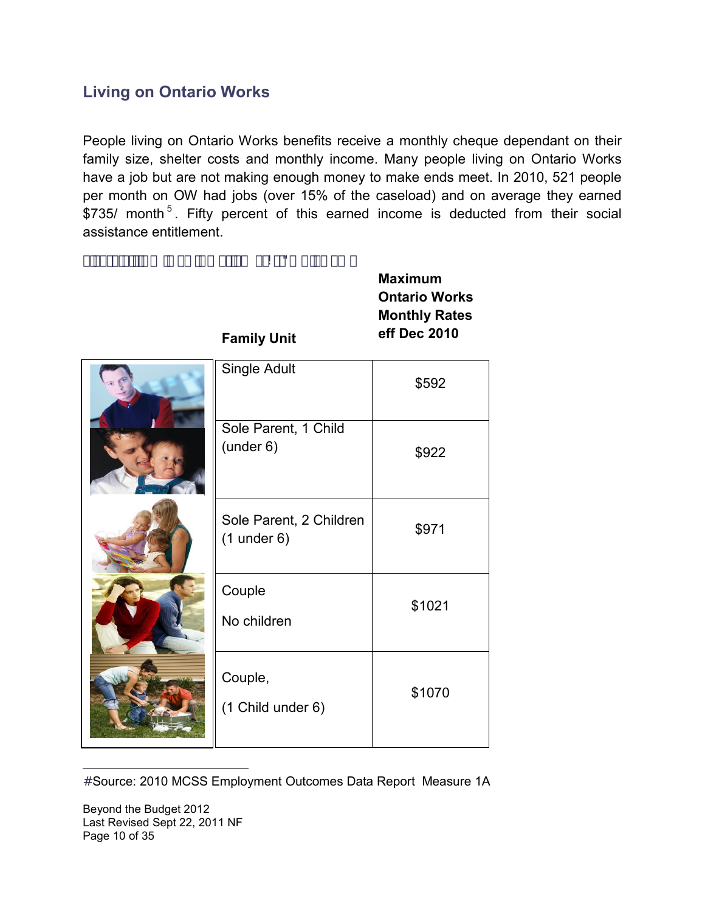## Living on Ontario Works

People living on Ontario Works benefits receive a monthly cheque dependant on their family size, shelter costs and monthly income. Many people living on Ontario Works have a job but are not making enough money to make ends meet. In 2010, 521 people per month on OW had jobs (over 15% of the caseload) and on average they earned $735/ month[5]. Fifty percent of this earned income is deducted from their social assistance entitlement.

| Family Unit | Maximum Ontario Works Monthly Rates eff Dec 2010 |
|---|---|
| Single Adult | $592 |
| Sole Parent, 1 Child (under 6) | $922 |
| Sole Parent, 2 Children (1 under 6) | $971 |
| Couple No children | $1021 |
| Couple, (1 Child under 6) | $1070 |

#Source: 2010 MCSS Employment Outcomes Data Report Measure 1A

Beyond the Budget 2012
Last Revised Sept 22, 2011 NF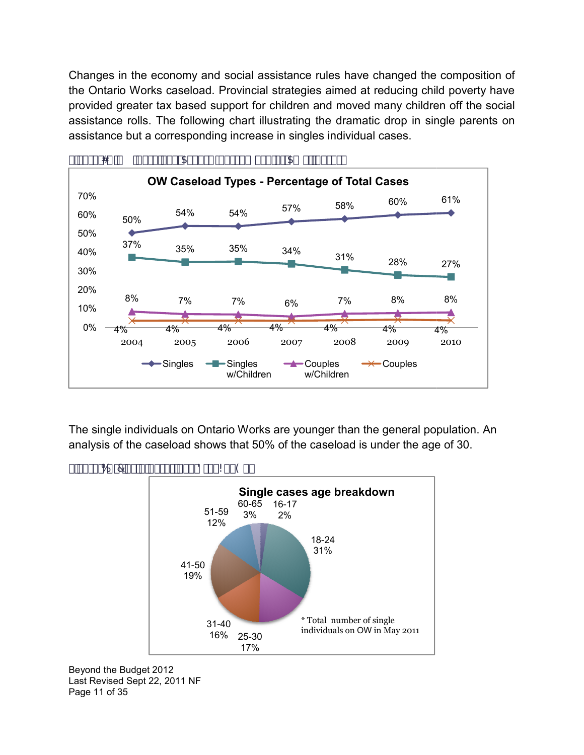Changes in the economy and social assistance rules have changed the composition of the Ontario Works caseload. Provincial strategies aimed at reducing child poverty have provided greater tax based support for children and moved many children off the social assistance rolls. The following chart illustrating the dramatic drop in single parents on assistance but a corresponding increase in singles individual cases.

**OW Caseload Types - Percentage of Total Cases**

| Year | Singles | Singles w/Children | Couples w/Children | Couples |
|---|---|---|---|---|
| 2004 | 50% | 37% | 8% | 4% |
| 2005 | 54% | 35% | 7% | 4% |
| 2006 | 54% | 35% | 7% | 4% |
| 2007 | 57% | 34% | 6% | 4% |
| 2008 | 58% | 31% | 7% | 4% |
| 2009 | 60% | 28% | 8% | 4% |
| 2010 | 61% | 27% | 8% | 4% |

The single individuals on Ontario Works are younger than the general population. An analysis of the caseload shows that 50% of the caseload is under the age of 30.

**Single cases age breakdown**

| Age | Percentage |
|---|---|
| 16-17 | 2% |
| 18-24 | 31% |
| 25-30 | 17% |
| 31-40 | 16% |
| 41-50 | 19% |
| 51-59 | 12% |
| 60-65 | 3% |

* Total number of single individuals on OW in May 2011

Beyond the Budget 2012
Last Revised Sept 22, 2011 NF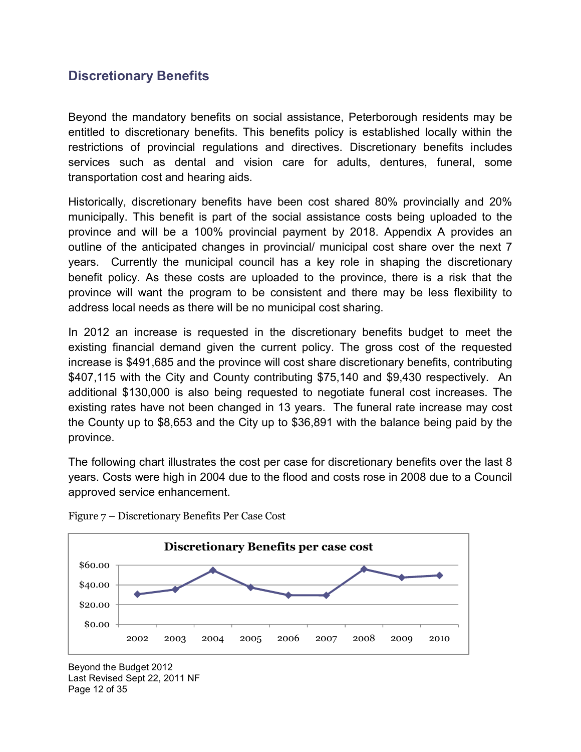## Discretionary Benefits

Beyond the mandatory benefits on social assistance, Peterborough residents may be entitled to discretionary benefits. This benefits policy is established locally within the restrictions of provincial regulations and directives. Discretionary benefits includes services such as dental and vision care for adults, dentures, funeral, some transportation cost and hearing aids.

Historically, discretionary benefits have been cost shared 80% provincially and 20% municipally. This benefit is part of the social assistance costs being uploaded to the province and will be a 100% provincial payment by 2018. Appendix A provides an outline of the anticipated changes in provincial/ municipal cost share over the next 7 years. Currently the municipal council has a key role in shaping the discretionary benefit policy. As these costs are uploaded to the province, there is a risk that the province will want the program to be consistent and there may be less flexibility to address local needs as there will be no municipal cost sharing.

In 2012 an increase is requested in the discretionary benefits budget to meet the existing financial demand given the current policy. The gross cost of the requested increase is $491,685 and the province will cost share discretionary benefits, contributing $407,115 with the City and County contributing $75,140 and $9,430 respectively. An additional $130,000 is also being requested to negotiate funeral cost increases. The existing rates have not been changed in 13 years. The funeral rate increase may cost the County up to $8,653 and the City up to $36,891 with the balance being paid by the province.

The following chart illustrates the cost per case for discretionary benefits over the last 8 years. Costs were high in 2004 due to the flood and costs rose in 2008 due to a Council approved service enhancement.

Figure 7 – Discretionary Benefits Per Case Cost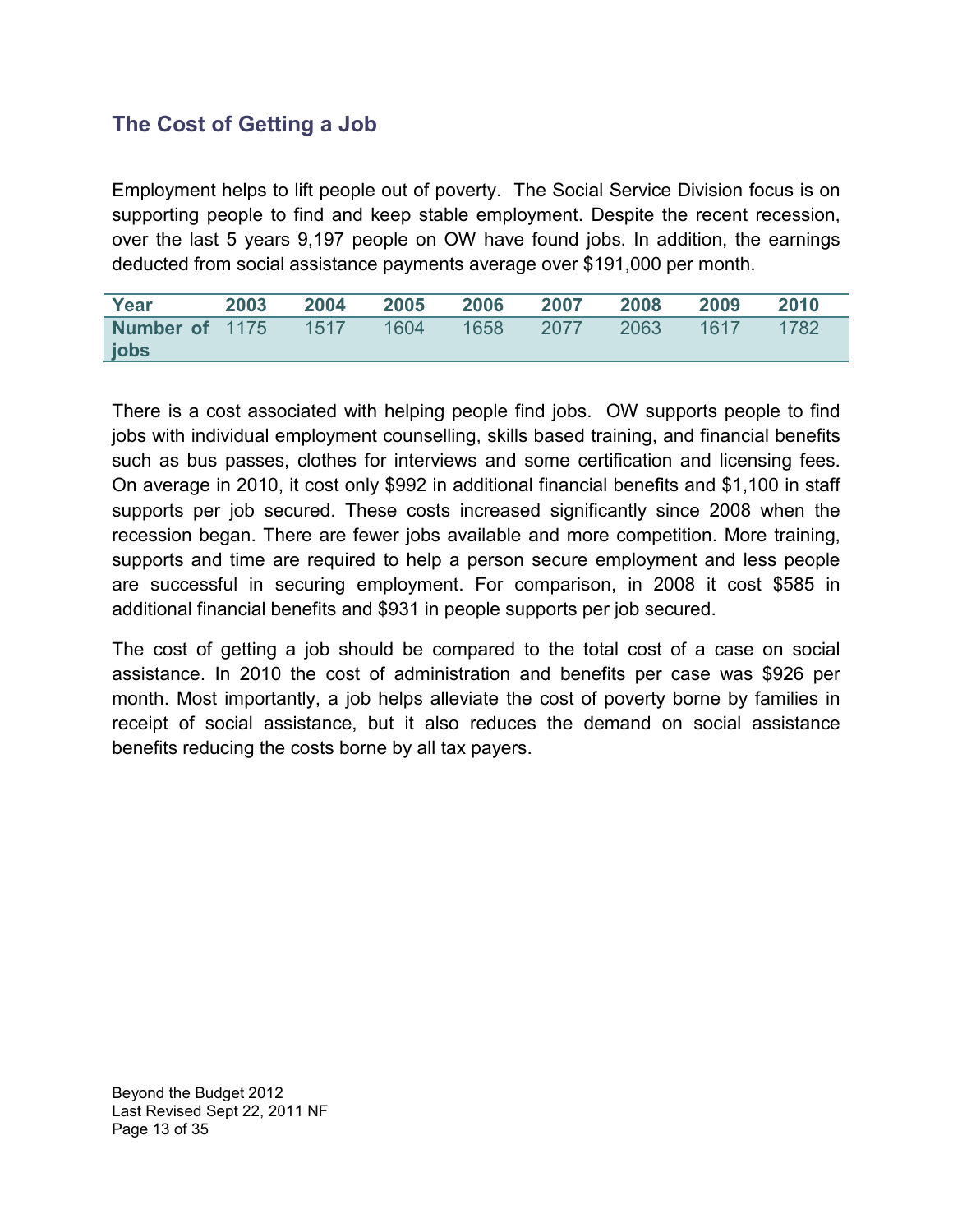## The Cost of Getting a Job

Employment helps to lift people out of poverty. The Social Service Division focus is on supporting people to find and keep stable employment. Despite the recent recession, over the last 5 years 9,197 people on OW have found jobs. In addition, the earnings deducted from social assistance payments average over $191,000 per month.

| Year | 2003 | 2004 | 2005 | 2006 | 2007 | 2008 | 2009 | 2010 |
|---|---|---|---|---|---|---|---|---|
| Number of jobs | 1175 | 1517 | 1604 | 1658 | 2077 | 2063 | 1617 | 1782 |

There is a cost associated with helping people find jobs. OW supports people to find jobs with individual employment counselling, skills based training, and financial benefits such as bus passes, clothes for interviews and some certification and licensing fees. On average in 2010, it cost only $992 in additional financial benefits and $1,100 in staff supports per job secured. These costs increased significantly since 2008 when the recession began. There are fewer jobs available and more competition. More training, supports and time are required to help a person secure employment and less people are successful in securing employment. For comparison, in 2008 it cost $585 in additional financial benefits and $931 in people supports per job secured.

The cost of getting a job should be compared to the total cost of a case on social assistance. In 2010 the cost of administration and benefits per case was $926 per month. Most importantly, a job helps alleviate the cost of poverty borne by families in receipt of social assistance, but it also reduces the demand on social assistance benefits reducing the costs borne by all tax payers.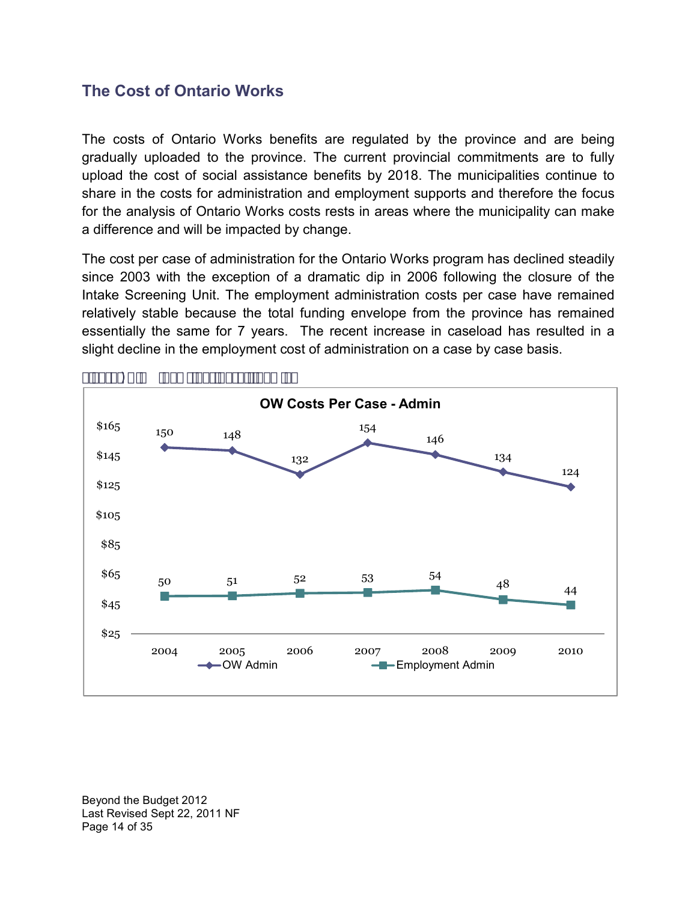## The Cost of Ontario Works

The costs of Ontario Works benefits are regulated by the province and are being gradually uploaded to the province. The current provincial commitments are to fully upload the cost of social assistance benefits by 2018. The municipalities continue to share in the costs for administration and employment supports and therefore the focus for the analysis of Ontario Works costs rests in areas where the municipality can make a difference and will be impacted by change.

The cost per case of administration for the Ontario Works program has declined steadily since 2003 with the exception of a dramatic dip in 2006 following the closure of the Intake Screening Unit. The employment administration costs per case have remained relatively stable because the total funding envelope from the province has remained essentially the same for 7 years. The recent increase in caseload has resulted in a slight decline in the employment cost of administration on a case by case basis.

**OW Costs Per Case - Admin**

| | 2004 | 2005 | 2006 | 2007 | 2008 | 2009 | 2010 |
|---|---|---|---|---|---|---|---|
| OW Admin | 150 | 148 | 132 | 154 | 146 | 134 | 124 |
| Employment Admin | 50 | 51 | 52 | 53 | 54 | 48 | 44 |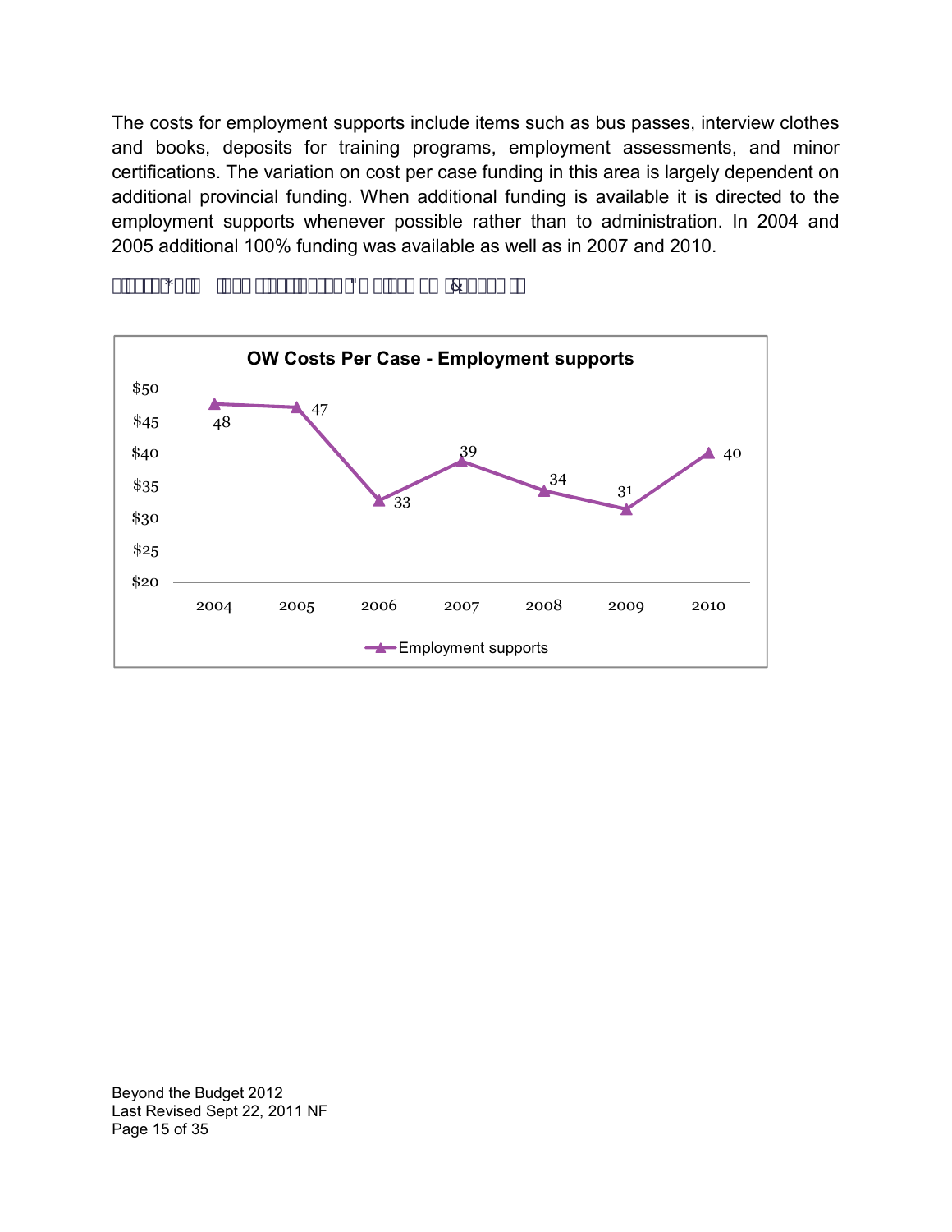The costs for employment supports include items such as bus passes, interview clothes and books, deposits for training programs, employment assessments, and minor certifications. The variation on cost per case funding in this area is largely dependent on additional provincial funding. When additional funding is available it is directed to the employment supports whenever possible rather than to administration. In 2004 and 2005 additional 100% funding was available as well as in 2007 and 2010.

**OW Costs Per Case - Employment supports**

| Year | Employment supports |
|---|---|
| 2004 | 48 |
| 2005 | 47 |
| 2006 | 33 |
| 2007 | 39 |
| 2008 | 34 |
| 2009 | 31 |
| 2010 | 40 |